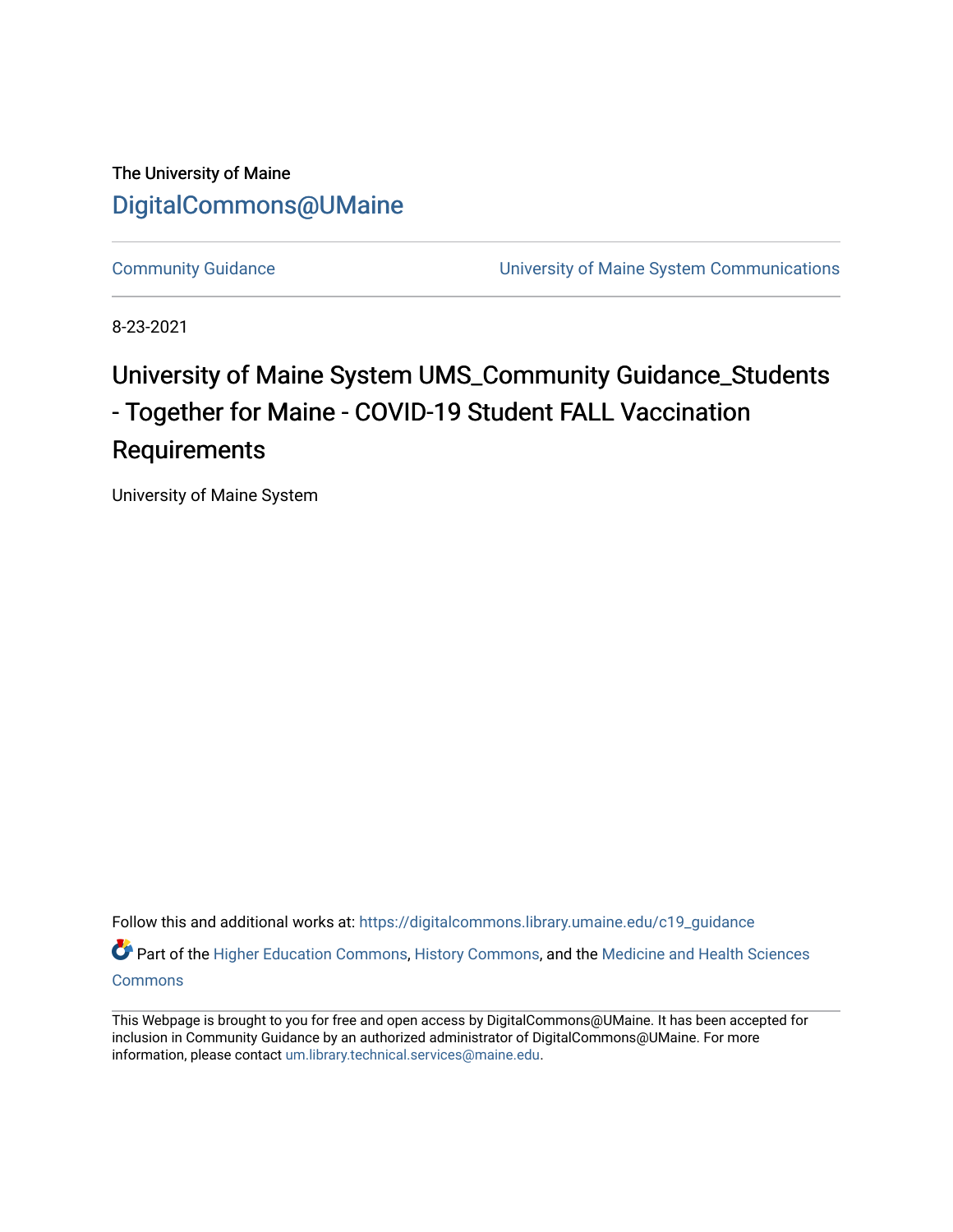The University of Maine

DigitalCommons@UMaine

Community Guidance | University of Maine System Communications

8-23-2021

# University of Maine System UMS_Community Guidance_Students - Together for Maine - COVID-19 Student FALL Vaccination Requirements

University of Maine System

Follow this and additional works at: https://digitalcommons.library.umaine.edu/c19_guidance

Part of the Higher Education Commons, History Commons, and the Medicine and Health Sciences Commons

This Webpage is brought to you for free and open access by DigitalCommons@UMaine. It has been accepted for inclusion in Community Guidance by an authorized administrator of DigitalCommons@UMaine. For more information, please contact um.library.technical.services@maine.edu.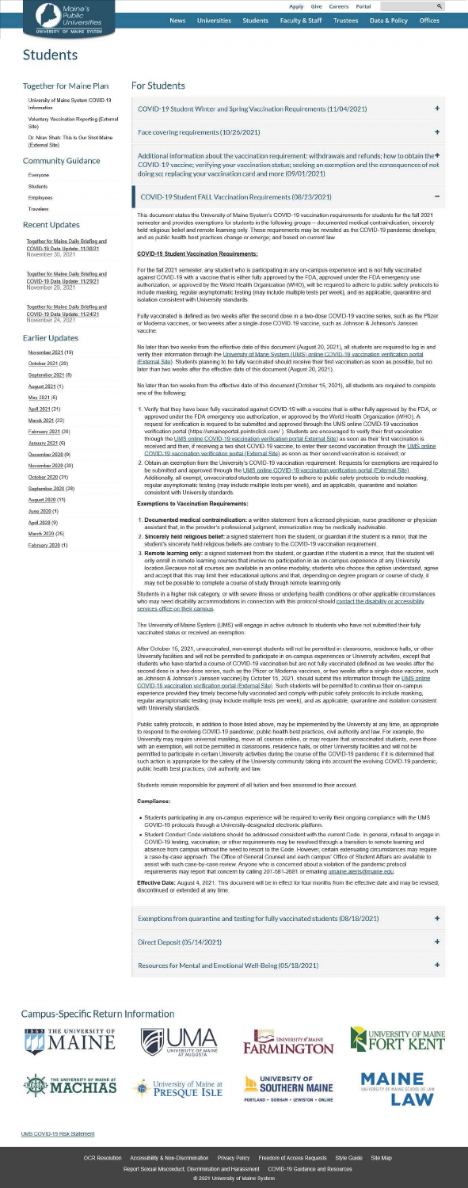Apply Give Careers Portal

News Universities Students Faculty & Staff Trustees Data & Policy Offices

# Students

## Together for Maine Plan

University of Maine System COVID-19 Information

Voluntary Vaccination Reporting (External Site)

Dr. Nirav Shah: This Is Our Shot Maine (External Site)

## Community Guidance

Everyone

Students

Employees

Travelers

## Recent Updates

Together for Maine Daily Briefing and COVID-19 Data Update: 11/30/21
November 30, 2021

Together for Maine Daily Briefing and COVID-19 Data Update: 11/29/21
November 29, 2021

Together for Maine Daily Briefing and COVID-19 Data Update: 11/24/21
November 24, 2021

## Earlier Updates

November 2021 (19)
October 2021 (20)
September 2021 (8)
August 2021 (1)
May 2021 (6)
April 2021 (21)
March 2021 (22)
February 2021 (20)
January 2021 (6)
December 2020 (9)
November 2020 (30)
October 2020 (31)
September 2020 (28)
August 2020 (11)
June 2020 (1)
April 2020 (9)
March 2020 (25)
February 2020 (1)

## For Students

COVID-19 Student Winter and Spring Vaccination Requirements (11/04/2021) +

Face covering requirements (10/26/2021) +

Additional information about the vaccination requirement: withdrawals and refunds; how to obtain the COVID-19 vaccine; verifying your vaccination status; seeking an exemption and the consequences of not doing so; replacing your vaccination card and more (09/01/2021) +

COVID-19 Student FALL Vaccination Requirements (08/23/2021) −

This document states the University of Maine System's COVID-19 vaccination requirements for students for the fall 2021 semester and provides exemptions for students in the following groups – documented medical contraindication, sincerely held religious belief and remote learning only. These requirements may be revised as the COVID-19 pandemic develops; and as public health best practices change or emerge; and based on current law.

**COVID-19 Student Vaccination Requirements:**

For the fall 2021 semester, any student who is participating in any on-campus experience and is not fully vaccinated against COVID-19 with a vaccine that is either fully approved by the FDA, approved under the FDA emergency use authorization, or approved by the World Health Organization (WHO), will be required to adhere to public safety protocols to include masking, regular asymptomatic testing (may include multiple tests per week), and as applicable, quarantine and isolation consistent with University standards.

Fully vaccinated is defined as two weeks after the second dose in a two-dose COVID-19 vaccine series, such as the Pfizer or Moderna vaccines, or two weeks after a single-dose COVID-19 vaccine, such as Johnson & Johnson's Janssen vaccine.

No later than two weeks from the effective date of this document (August 20, 2021), all students are required to log in and verify their information through the University of Maine System (UMS) online COVID-19 vaccination verification portal (External Site). Students planning to be fully vaccinated should receive their first vaccination as soon as possible, but no later than two weeks after the effective date of this document (August 20, 2021).

No later than ten weeks from the effective date of this document (October 15, 2021), all students are required to complete one of the following:

1. Verify that they have been fully vaccinated against COVID-19 with a vaccine that is either fully approved by the FDA, or approved under the FDA emergency use authorization, or approved by the World Health Organization (WHO). A request for verification is required to be submitted and approved through the UMS online COVID-19 vaccination verification portal (https://umainepportal.pointnclick.com/ ). Students are encouraged to verify their first vaccination through the UMS online COVID-19 vaccination verification portal External Site) as soon as their first vaccination is received and then, if receiving a two shot COVID-19 vaccine, to enter their second vaccination through the UMS online COVID-19 vaccination verification portal (External Site) as soon as their second vaccination is received; or
2. Obtain an exemption from the University's COVID-19 vaccination requirement. Requests for exemptions are required to be submitted and approved through the UMS online COVID-19 vaccination verification portal (External Site). Additionally, all exempt, unvaccinated students are required to adhere to public safety protocols to include masking, regular asymptomatic testing (may include multiple tests per week), and as applicable, quarantine and isolation consistent with University standards.

**Exemptions to Vaccination Requirements:**

1. **Documented medical contraindication:** a written statement from a licensed physician, nurse practitioner or physician assistant that, in the provider's professional judgment, immunization may be medically inadvisable.
2. **Sincerely held religious belief:** a signed statement from the student, or guardian if the student is a minor, that the student's sincerely held religious beliefs are contrary to the COVID-19 vaccination requirement.
3. **Remote learning only:** a signed statement from the student, or guardian if the student is a minor, that the student will only enroll in remote learning courses that involve no participation in an on-campus experience at any University location.Because not all courses are available in an online modality, students who choose this option understand, agree and accept that this may limit their educational options and that, depending on degree program or course of study, it may not be possible to complete a course of study through remote learning only.

Students in a higher risk category, or with severe illness or underlying health conditions or other applicable circumstances who may need disability accommodations in connection with this protocol should contact the disability or accessibility services office on their campus.

The University of Maine System (UMS) will engage in active outreach to students who have not submitted their fully vaccinated status or received an exemption.

After October 15, 2021, unvaccinated, non-exempt students will not be permitted in classrooms, residence halls, or other University facilities and will not be permitted to participate in on-campus experiences or University activities, except that students who have started a course of COVID-19 vaccination but are not fully vaccinated (defined as two weeks after the second dose in a two-dose series, such as the Pfizer or Moderna vaccines, or two weeks after a single-dose vaccine, such as Johnson & Johnson's Janssen vaccine) by October 15, 2021, should submit this information through the UMS online COVID-19 vaccination verification portal (External Site). Such students will be permitted to continue their on-campus experience provided they timely become fully vaccinated and comply with public safety protocols to include masking, regular asymptomatic testing (may include multiple tests per week), and as applicable, quarantine and isolation consistent with University standards.

Public safety protocols, in addition to those listed above, may be implemented by the University at any time, as appropriate to respond to the evolving COVID-19 pandemic, public health best practices, civil authority and law. For example, the University may require universal masking, move all courses online, or may require that unvaccinated students, even those with an exemption, will not be permitted in classrooms, residence halls, or other University facilities and will not be permitted to participate in certain University activities during the course of the COVID-19 pandemic if it is determined that such action is appropriate for the safety of the University community taking into account the evolving COVID-19 pandemic, public health best practices, civil authority and law.

Students remain responsible for payment of all tuition and fees assessed to their account.

**Compliance:**

- Students participating in any on-campus experience will be required to verify their ongoing compliance with the UMS COVID-19 protocols through a University-designated electronic platform.
- Student Conduct Code violations should be addressed consistent with the current Code. In general, refusal to engage in COVID-19 testing, vaccination, or other requirements may be resolved through a transition to remote learning and absence from campus without the need to resort to the Code. However, certain extenuating circumstances may require a case-by-case approach. The Office of General Counsel and each campus' Office of Student Affairs are available to assist with such case-by-case review. Anyone who is concerned about a violation of the pandemic protocol requirements may report that concern by calling 207-581-2681 or emailing umaine.alerts@maine.edu.

**Effective Date:** August 4, 2021. This document will be in effect for four months from the effective date and may be revised, discontinued or extended at any time.

Exemptions from quarantine and testing for fully vaccinated students (08/18/2021) +

Direct Deposit (05/14/2021) +

Resources for Mental and Emotional Well-Being (05/18/2021) +

## Campus-Specific Return Information

UMS COVID-19 Risk Statement

OCR Resolution Accessibility & Non-Discrimination Privacy Policy Freedom of Access Requests Style Guide Site Map

Report Sexual Misconduct, Discrimination and Harassment COVID-19 Guidance and Resources

© 2021 University of Maine System